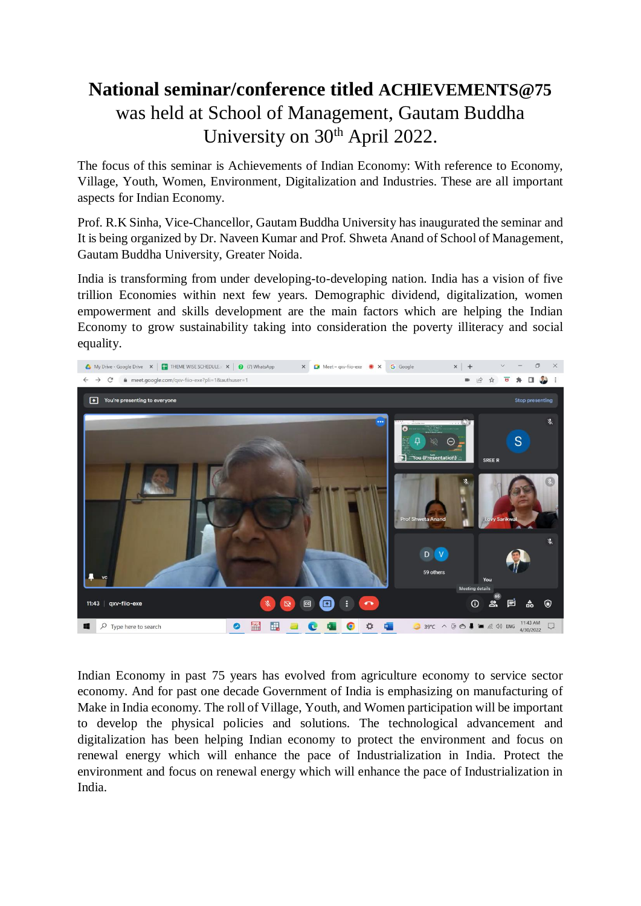# National seminar/conference titled ACHIEVEMENTS@75 was held at School of Management, Gautam Buddha University on 30th April 2022.

The focus of this seminar is Achievements of Indian Economy: With reference to Economy, Village, Youth, Women, Environment, Digitalization and Industries. These are all important aspects for Indian Economy.

Prof. R.K Sinha, Vice-Chancellor, Gautam Buddha University has inaugurated the seminar and It is being organized by Dr. Naveen Kumar and Prof. Shweta Anand of School of Management, Gautam Buddha University, Greater Noida.

India is transforming from under developing-to-developing nation. India has a vision of five trillion Economies within next few years. Demographic dividend, digitalization, women empowerment and skills development are the main factors which are helping the Indian Economy to grow sustainability taking into consideration the poverty illiteracy and social equality.

Indian Economy in past 75 years has evolved from agriculture economy to service sector economy. And for past one decade Government of India is emphasizing on manufacturing of Make in India economy. The roll of Village, Youth, and Women participation will be important to develop the physical policies and solutions. The technological advancement and digitalization has been helping Indian economy to protect the environment and focus on renewal energy which will enhance the pace of Industrialization in India. Protect the environment and focus on renewal energy which will enhance the pace of Industrialization in India.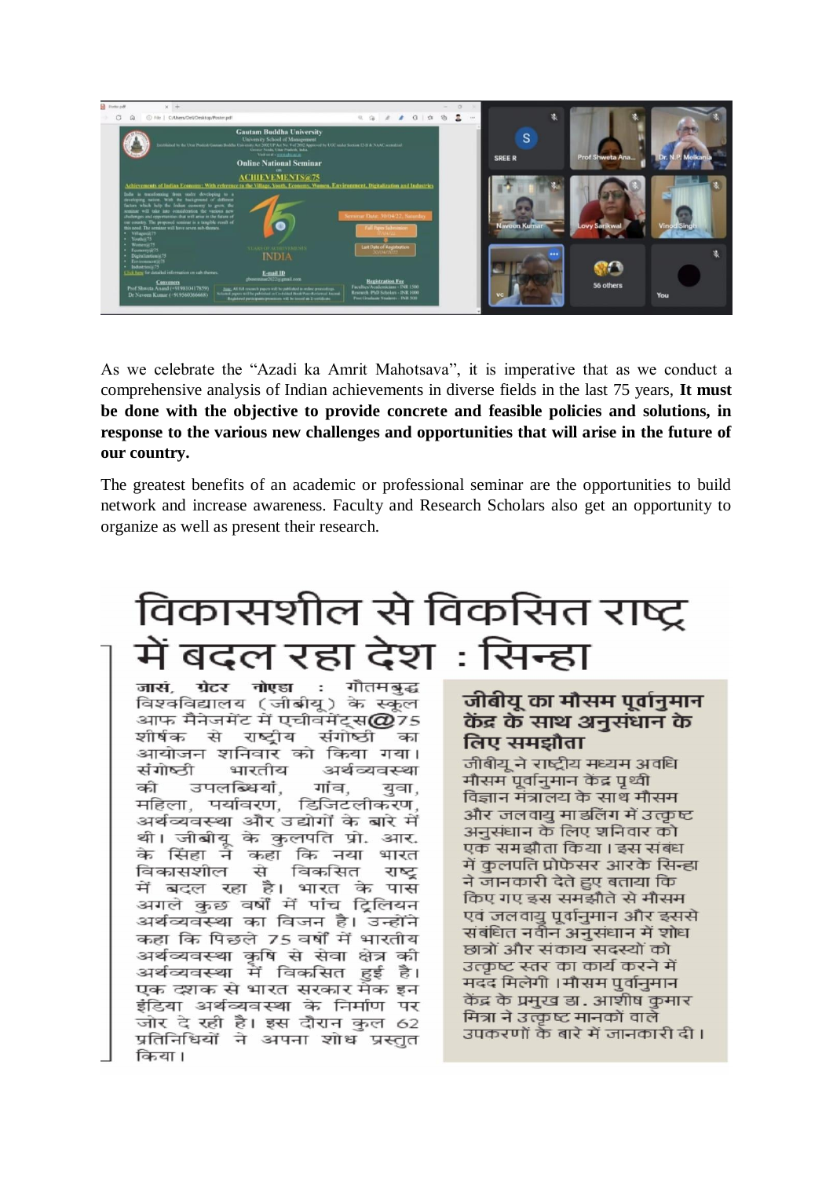As we celebrate the "Azadi ka Amrit Mahotsava", it is imperative that as we conduct a comprehensive analysis of Indian achievements in diverse fields in the last 75 years, **It must be done with the objective to provide concrete and feasible policies and solutions, in response to the various new challenges and opportunities that will arise in the future of our country.**

The greatest benefits of an academic or professional seminar are the opportunities to build network and increase awareness. Faculty and Research Scholars also get an opportunity to organize as well as present their research.

# विकासशील से विकसित राष्ट्र में बदल रहा देश : सिन्हा

जासं, ग्रेटर नोएडा : गौतमबुद्ध विश्वविद्यालय (जीबीयू) के स्कूल आफ मैनेजमेंट में एचीवमेंट्स@75 शीर्षक से राष्ट्रीय संगोष्ठी का आयोजन शनिवार को किया गया। संगोष्ठी भारतीय अर्थव्यवस्था की उपलब्धियां, गांव, युवा, महिला, पर्यावरण, डिजिटलीकरण, अर्थव्यवस्था और उद्योगों के बारे में थी। जीबीयू के कुलपति प्रो. आर. के सिंहा ने कहा कि नया भारत विकासशील से विकसित राष्ट्र में बदल रहा है। भारत के पास अगले कुछ वर्षों में पांच ट्रिलियन अर्थव्यवस्था का विजन है। उन्होंने कहा कि पिछले 75 वर्षों में भारतीय अर्थव्यवस्था कृषि से सेवा क्षेत्र की अर्थव्यवस्था में विकसित हुई है। एक दशक से भारत सरकार मेक इन इंडिया अर्थव्यवस्था के निर्माण पर जोर दे रही है। इस दौरान कुल 62 प्रतिनिधियों ने अपना शोध प्रस्तुत किया।

## जीबीयू का मौसम पूर्वानुमान केंद्र के साथ अनुसंधान के लिए समझौता

जीबीयू ने राष्ट्रीय मध्यम अवधि मौसम पूर्वानुमान केंद्र पृथ्वी विज्ञान मंत्रालय के साथ मौसम और जलवायु माडलिंग में उत्कृष्ट अनुसंधान के लिए शनिवार को एक समझौता किया। इस संबंध में कुलपति प्रोफेसर आरके सिन्हा ने जानकारी देते हुए बताया कि किए गए इस समझौते से मौसम एवं जलवायु पूर्वानुमान और इससे संबंधित नवीन अनुसंधान में शोध छात्रों और संकाय सदस्यों को उत्कृष्ट स्तर का कार्य करने में मदद मिलेगी। मौसम पुर्वानुमान केंद्र के प्रमुख डा. आशीष कुमार मित्रा ने उत्कृष्ट मानकों वाले उपकरणों के बारे में जानकारी दी।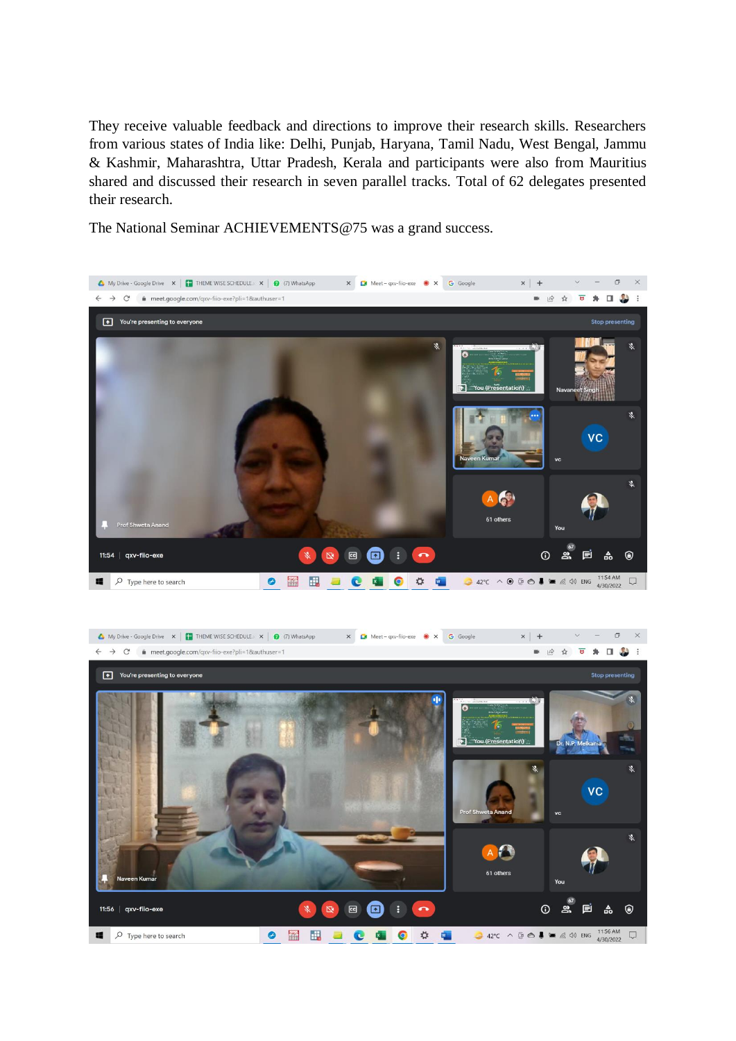They receive valuable feedback and directions to improve their research skills. Researchers from various states of India like: Delhi, Punjab, Haryana, Tamil Nadu, West Bengal, Jammu & Kashmir, Maharashtra, Uttar Pradesh, Kerala and participants were also from Mauritius shared and discussed their research in seven parallel tracks. Total of 62 delegates presented their research.

The National Seminar ACHIEVEMENTS@75 was a grand success.